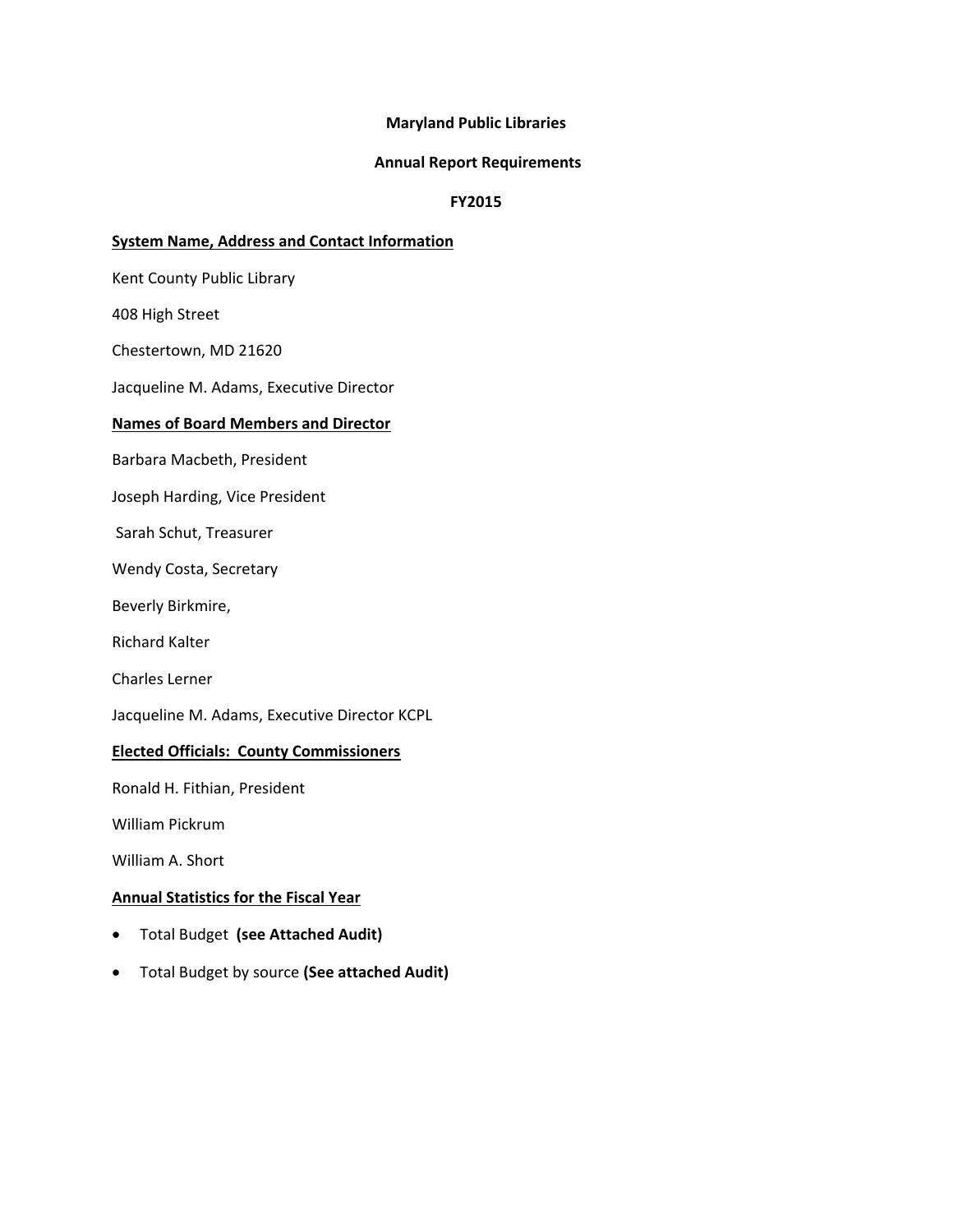**Maryland Public Libraries**

**Annual Report Requirements**

**FY2015**

**System Name, Address and Contact Information**

Kent County Public Library

408 High Street

Chestertown, MD 21620

Jacqueline M. Adams, Executive Director

**Names of Board Members and Director**

Barbara Macbeth, President

Joseph Harding, Vice President

Sarah Schut, Treasurer

Wendy Costa, Secretary

Beverly Birkmire,

Richard Kalter

Charles Lerner

Jacqueline M. Adams, Executive Director KCPL

**Elected Officials: County Commissioners**

Ronald H. Fithian, President

William Pickrum

William A. Short

**Annual Statistics for the Fiscal Year**

- Total Budget **(see Attached Audit)**
- Total Budget by source **(See attached Audit)**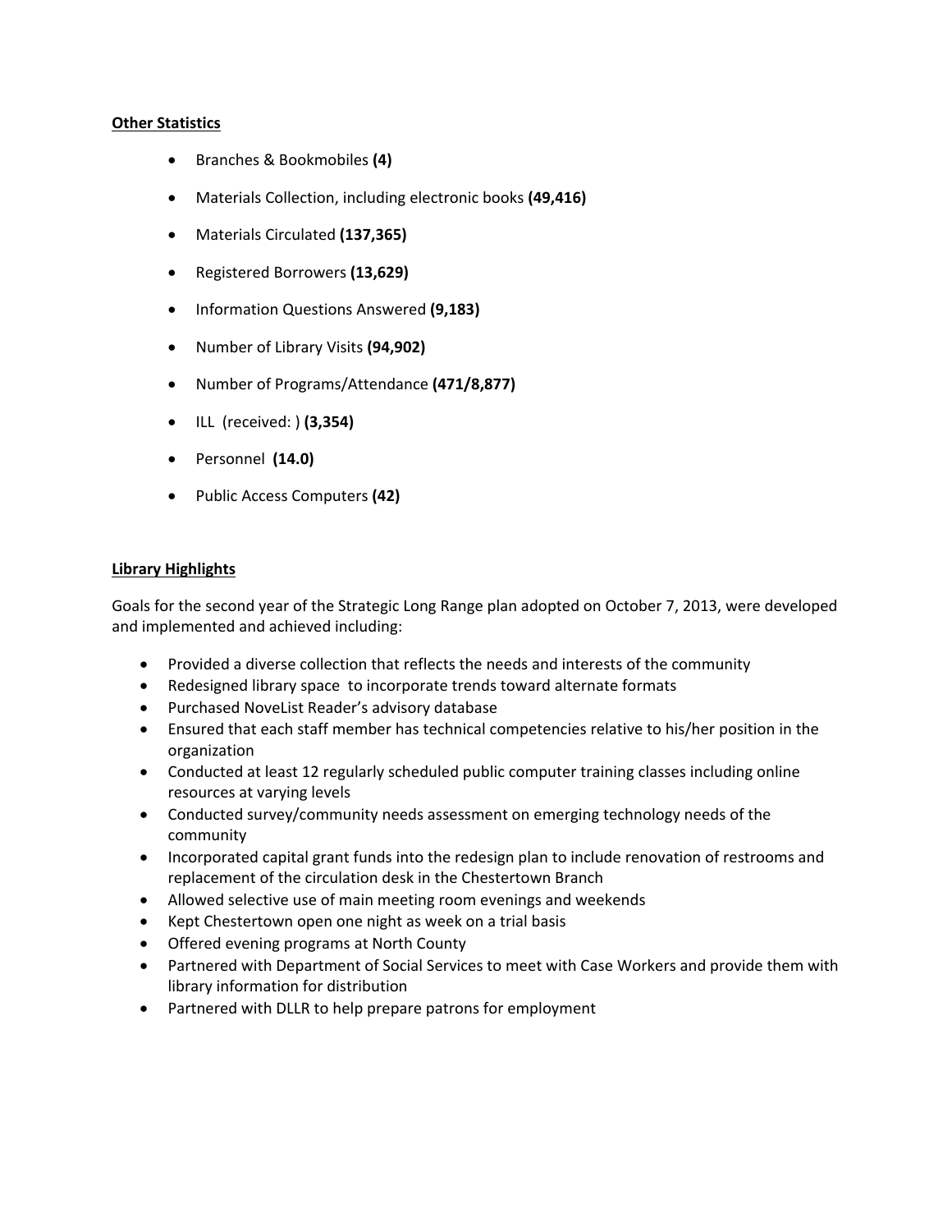**Other Statistics**

- Branches & Bookmobiles **(4)**
- Materials Collection, including electronic books **(49,416)**
- Materials Circulated **(137,365)**
- Registered Borrowers **(13,629)**
- Information Questions Answered **(9,183)**
- Number of Library Visits **(94,902)**
- Number of Programs/Attendance **(471/8,877)**
- ILL (received: ) **(3,354)**
- Personnel **(14.0)**
- Public Access Computers **(42)**

**Library Highlights**

Goals for the second year of the Strategic Long Range plan adopted on October 7, 2013, were developed and implemented and achieved including:

- Provided a diverse collection that reflects the needs and interests of the community
- Redesigned library space to incorporate trends toward alternate formats
- Purchased NoveList Reader's advisory database
- Ensured that each staff member has technical competencies relative to his/her position in the organization
- Conducted at least 12 regularly scheduled public computer training classes including online resources at varying levels
- Conducted survey/community needs assessment on emerging technology needs of the community
- Incorporated capital grant funds into the redesign plan to include renovation of restrooms and replacement of the circulation desk in the Chestertown Branch
- Allowed selective use of main meeting room evenings and weekends
- Kept Chestertown open one night as week on a trial basis
- Offered evening programs at North County
- Partnered with Department of Social Services to meet with Case Workers and provide them with library information for distribution
- Partnered with DLLR to help prepare patrons for employment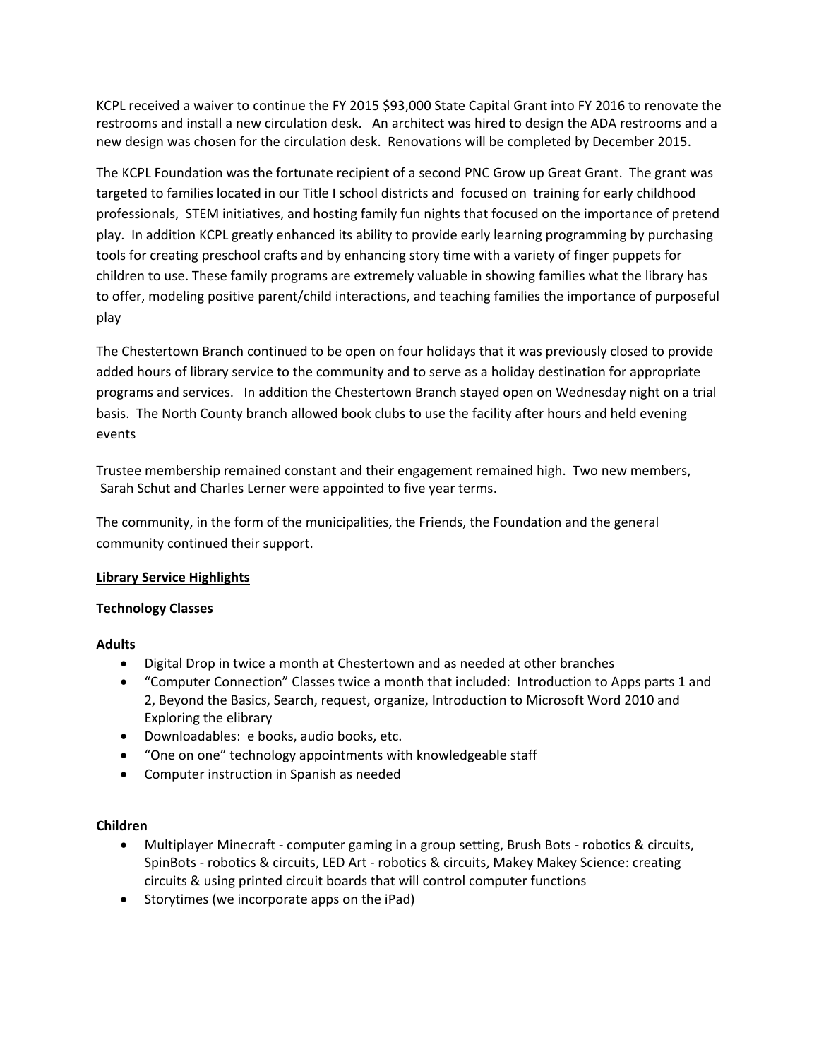KCPL received a waiver to continue the FY 2015 $93,000 State Capital Grant into FY 2016 to renovate the restrooms and install a new circulation desk. An architect was hired to design the ADA restrooms and a new design was chosen for the circulation desk. Renovations will be completed by December 2015.

The KCPL Foundation was the fortunate recipient of a second PNC Grow up Great Grant. The grant was targeted to families located in our Title I school districts and focused on training for early childhood professionals, STEM initiatives, and hosting family fun nights that focused on the importance of pretend play. In addition KCPL greatly enhanced its ability to provide early learning programming by purchasing tools for creating preschool crafts and by enhancing story time with a variety of finger puppets for children to use. These family programs are extremely valuable in showing families what the library has to offer, modeling positive parent/child interactions, and teaching families the importance of purposeful play

The Chestertown Branch continued to be open on four holidays that it was previously closed to provide added hours of library service to the community and to serve as a holiday destination for appropriate programs and services. In addition the Chestertown Branch stayed open on Wednesday night on a trial basis. The North County branch allowed book clubs to use the facility after hours and held evening events

Trustee membership remained constant and their engagement remained high. Two new members, Sarah Schut and Charles Lerner were appointed to five year terms.

The community, in the form of the municipalities, the Friends, the Foundation and the general community continued their support.

**<u>Library Service Highlights</u>**

**Technology Classes**

**Adults**

- Digital Drop in twice a month at Chestertown and as needed at other branches
- "Computer Connection" Classes twice a month that included: Introduction to Apps parts 1 and 2, Beyond the Basics, Search, request, organize, Introduction to Microsoft Word 2010 and Exploring the elibrary
- Downloadables: e books, audio books, etc.
- "One on one" technology appointments with knowledgeable staff
- Computer instruction in Spanish as needed

**Children**

- Multiplayer Minecraft - computer gaming in a group setting, Brush Bots - robotics & circuits, SpinBots - robotics & circuits, LED Art - robotics & circuits, Makey Makey Science: creating circuits & using printed circuit boards that will control computer functions
- Storytimes (we incorporate apps on the iPad)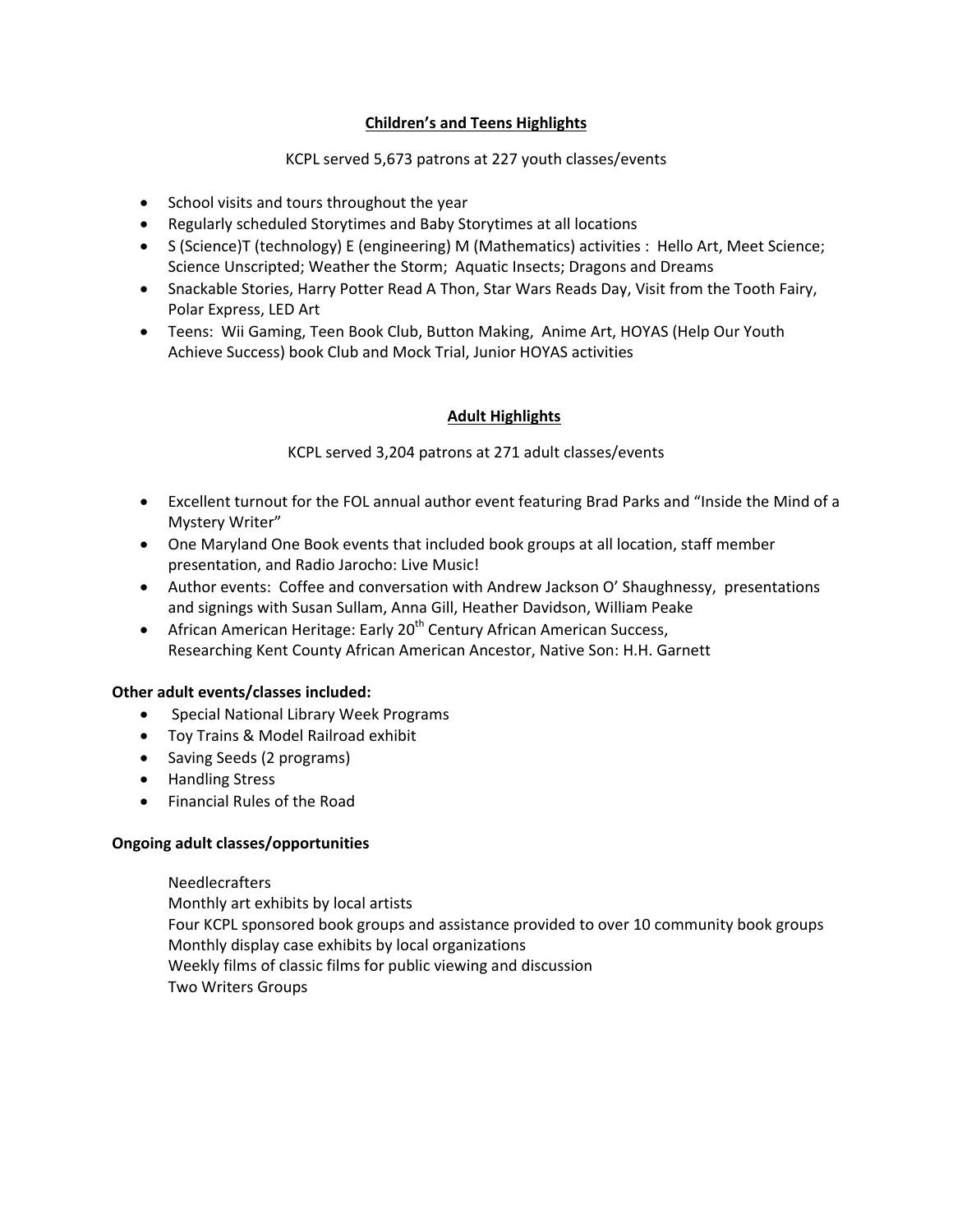## Children's and Teens Highlights

KCPL served 5,673 patrons at 227 youth classes/events

- School visits and tours throughout the year
- Regularly scheduled Storytimes and Baby Storytimes at all locations
- S (Science)T (technology) E (engineering) M (Mathematics) activities : Hello Art, Meet Science; Science Unscripted; Weather the Storm; Aquatic Insects; Dragons and Dreams
- Snackable Stories, Harry Potter Read A Thon, Star Wars Reads Day, Visit from the Tooth Fairy, Polar Express, LED Art
- Teens: Wii Gaming, Teen Book Club, Button Making, Anime Art, HOYAS (Help Our Youth Achieve Success) book Club and Mock Trial, Junior HOYAS activities

## Adult Highlights

KCPL served 3,204 patrons at 271 adult classes/events

- Excellent turnout for the FOL annual author event featuring Brad Parks and "Inside the Mind of a Mystery Writer"
- One Maryland One Book events that included book groups at all location, staff member presentation, and Radio Jarocho: Live Music!
- Author events: Coffee and conversation with Andrew Jackson O' Shaughnessy, presentations and signings with Susan Sullam, Anna Gill, Heather Davidson, William Peake
- African American Heritage: Early 20th Century African American Success, Researching Kent County African American Ancestor, Native Son: H.H. Garnett

**Other adult events/classes included:**

- Special National Library Week Programs
- Toy Trains & Model Railroad exhibit
- Saving Seeds (2 programs)
- Handling Stress
- Financial Rules of the Road

**Ongoing adult classes/opportunities**

Needlecrafters
Monthly art exhibits by local artists
Four KCPL sponsored book groups and assistance provided to over 10 community book groups
Monthly display case exhibits by local organizations
Weekly films of classic films for public viewing and discussion
Two Writers Groups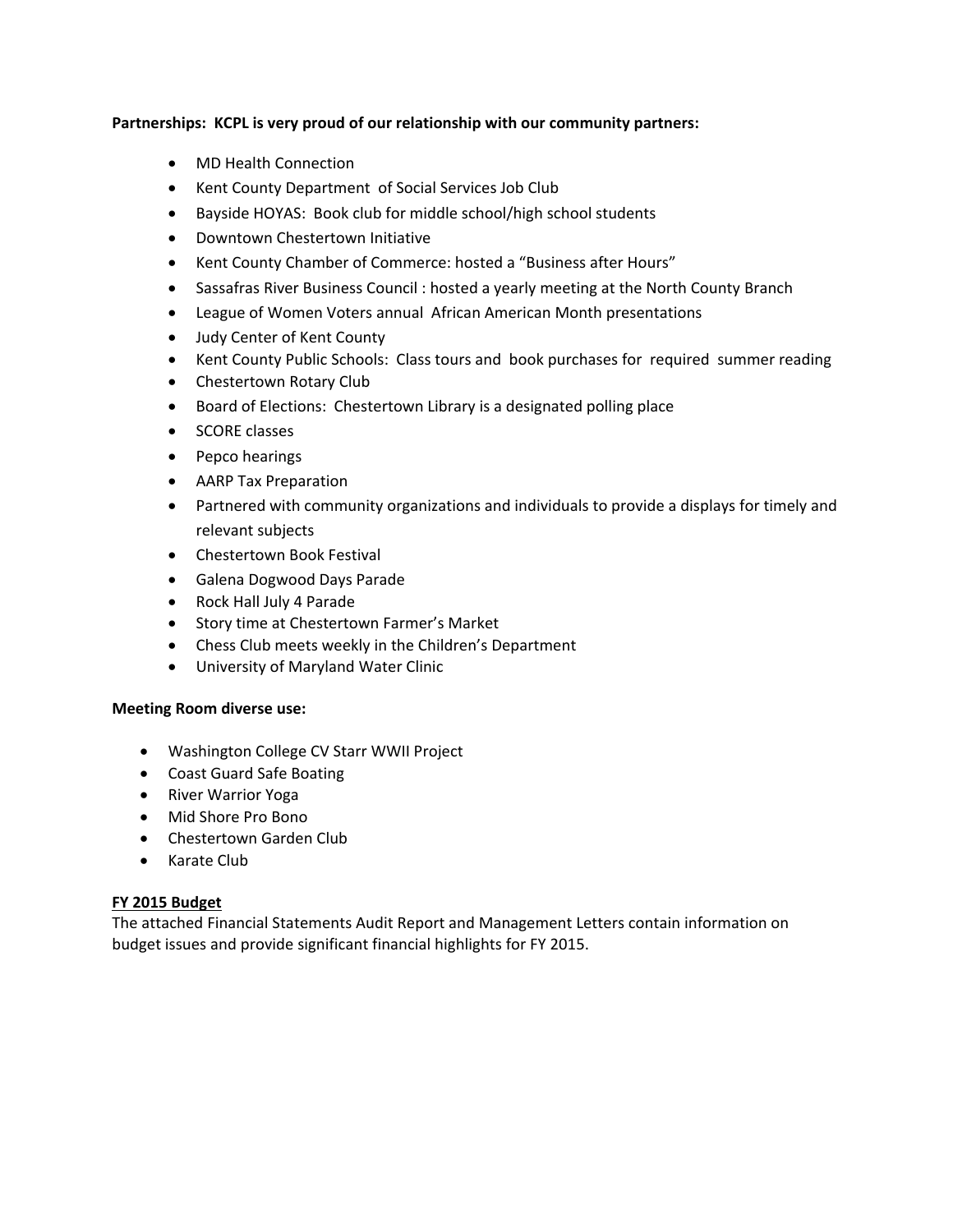**Partnerships: KCPL is very proud of our relationship with our community partners:**

- MD Health Connection
- Kent County Department of Social Services Job Club
- Bayside HOYAS: Book club for middle school/high school students
- Downtown Chestertown Initiative
- Kent County Chamber of Commerce: hosted a "Business after Hours"
- Sassafras River Business Council : hosted a yearly meeting at the North County Branch
- League of Women Voters annual African American Month presentations
- Judy Center of Kent County
- Kent County Public Schools: Class tours and book purchases for required summer reading
- Chestertown Rotary Club
- Board of Elections: Chestertown Library is a designated polling place
- SCORE classes
- Pepco hearings
- AARP Tax Preparation
- Partnered with community organizations and individuals to provide a displays for timely and relevant subjects
- Chestertown Book Festival
- Galena Dogwood Days Parade
- Rock Hall July 4 Parade
- Story time at Chestertown Farmer's Market
- Chess Club meets weekly in the Children's Department
- University of Maryland Water Clinic

**Meeting Room diverse use:**

- Washington College CV Starr WWII Project
- Coast Guard Safe Boating
- River Warrior Yoga
- Mid Shore Pro Bono
- Chestertown Garden Club
- Karate Club

**FY 2015 Budget**

The attached Financial Statements Audit Report and Management Letters contain information on budget issues and provide significant financial highlights for FY 2015.